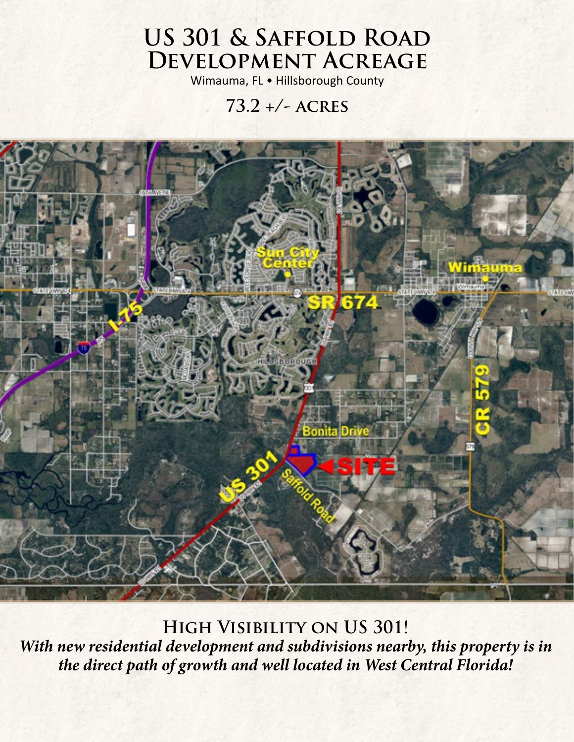# US 301 & Saffold Road Development Acreage

Wimauma, FL • Hillsborough County

## 73.2 +/- acres

## High Visibility on US 301!

***With new residential development and subdivisions nearby, this property is in the direct path of growth and well located in West Central Florida!***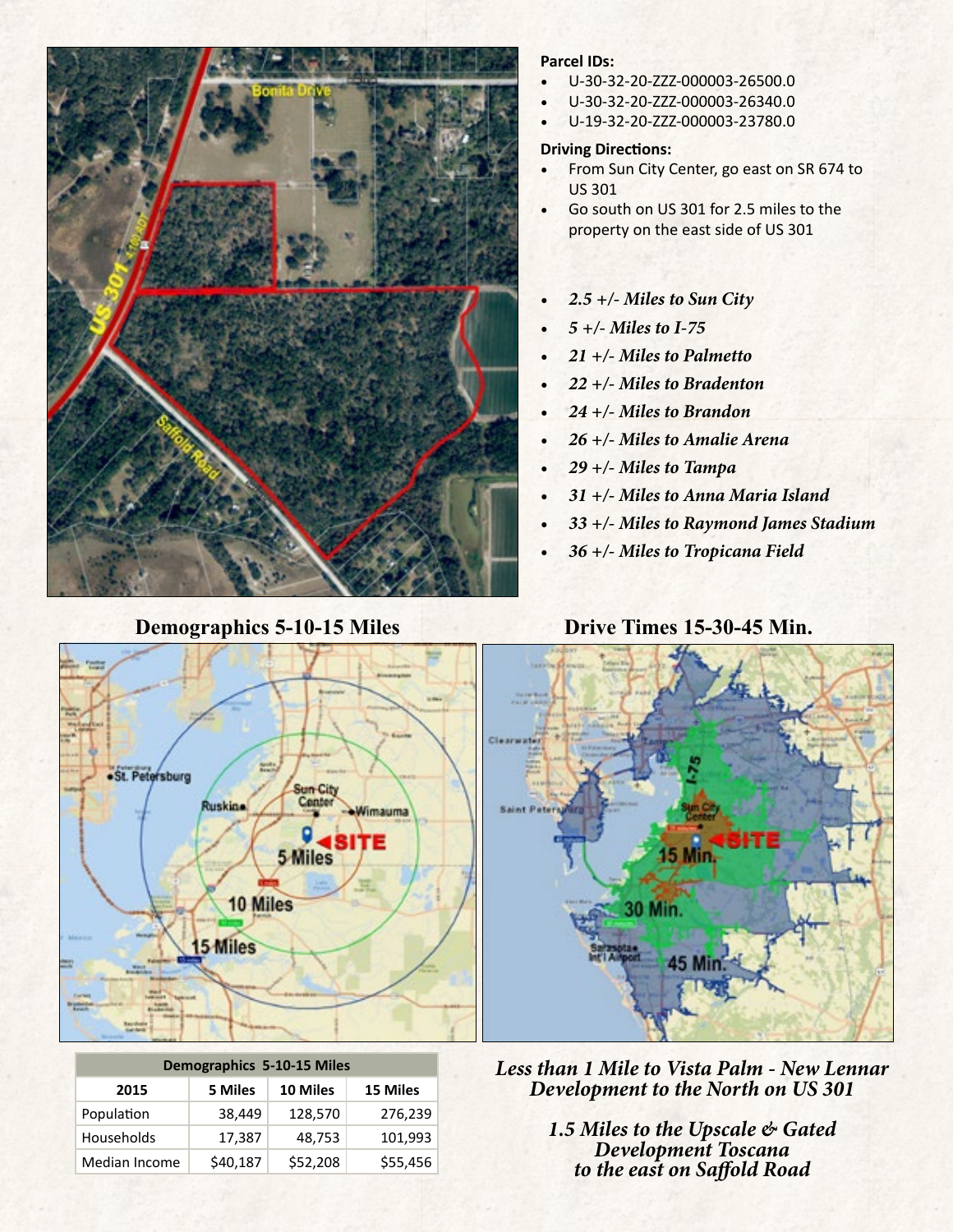**Parcel IDs:**

- U-30-32-20-ZZZ-000003-26500.0
- U-30-32-20-ZZZ-000003-26340.0
- U-19-32-20-ZZZ-000003-23780.0

**Driving Directions:**

- From Sun City Center, go east on SR 674 to US 301
- Go south on US 301 for 2.5 miles to the property on the east side of US 301

- *2.5 +/- Miles to Sun City*
- *5 +/- Miles to I-75*
- *21 +/- Miles to Palmetto*
- *22 +/- Miles to Bradenton*
- *24 +/- Miles to Brandon*
- *26 +/- Miles to Amalie Arena*
- *29 +/- Miles to Tampa*
- *31 +/- Miles to Anna Maria Island*
- *33 +/- Miles to Raymond James Stadium*
- *36 +/- Miles to Tropicana Field*

## Demographics 5-10-15 Miles

## Drive Times 15-30-45 Min.

| Demographics 5-10-15 Miles | | | |
|---|---|---|---|
| 2015 | 5 Miles | 10 Miles | 15 Miles |
| Population | 38,449 | 128,570 | 276,239 |
| Households | 17,387 | 48,753 | 101,993 |
| Median Income | $40,187 | $52,208 | $55,456 |

*Less than 1 Mile to Vista Palm - New Lennar Development to the North on US 301*

*1.5 Miles to the Upscale & Gated Development Toscana to the east on Saffold Road*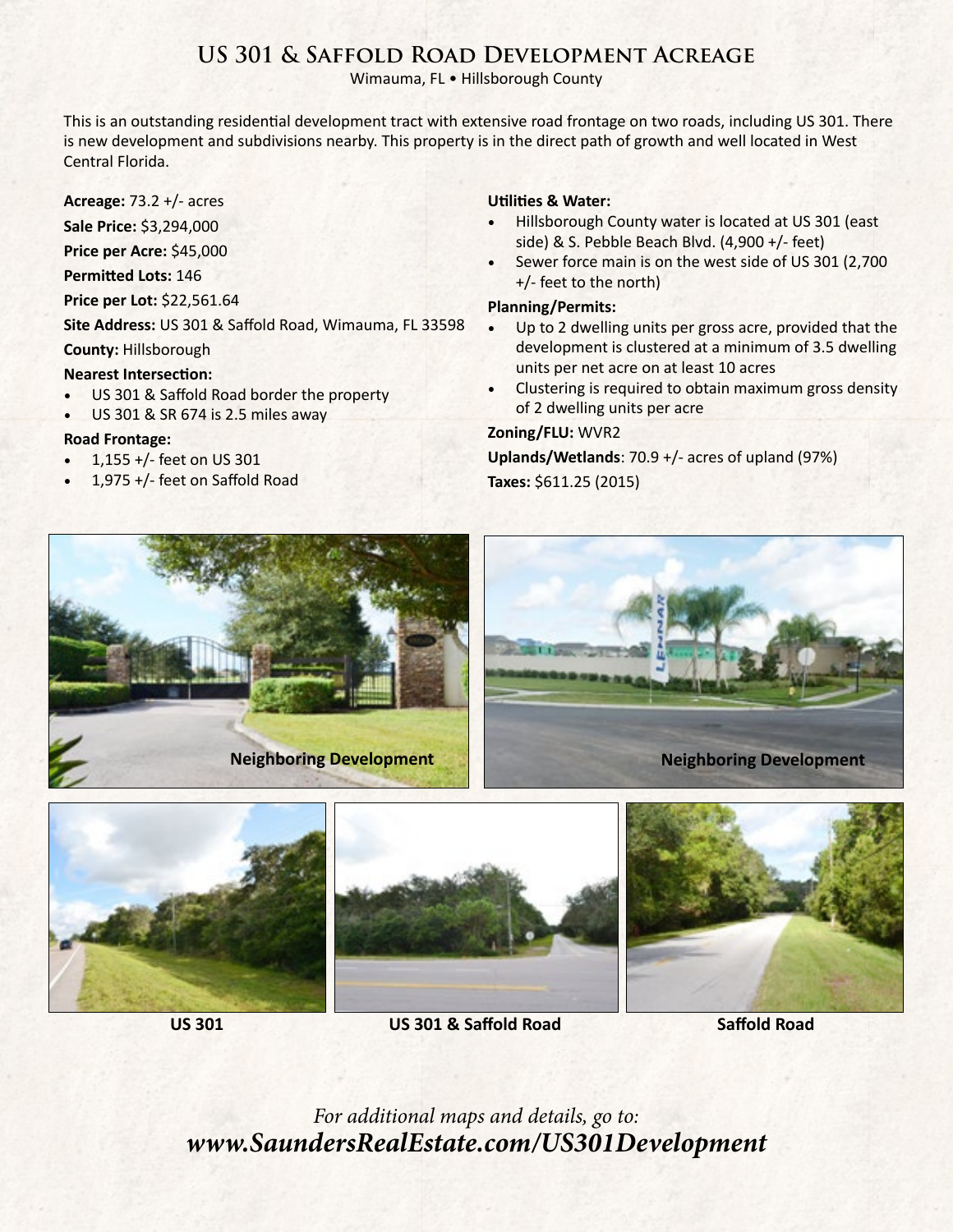# US 301 & Saffold Road Development Acreage

Wimauma, FL • Hillsborough County

This is an outstanding residential development tract with extensive road frontage on two roads, including US 301. There is new development and subdivisions nearby. This property is in the direct path of growth and well located in West Central Florida.

**Acreage:** 73.2 +/- acres

**Sale Price:** $3,294,000

**Price per Acre:** $45,000

**Permitted Lots:** 146

**Price per Lot:** $22,561.64

**Site Address:** US 301 & Saffold Road, Wimauma, FL 33598

**County:** Hillsborough

**Nearest Intersection:**

- US 301 & Saffold Road border the property
- US 301 & SR 674 is 2.5 miles away

**Road Frontage:**

- 1,155 +/- feet on US 301
- 1,975 +/- feet on Saffold Road

**Utilities & Water:**

- Hillsborough County water is located at US 301 (east side) & S. Pebble Beach Blvd. (4,900 +/- feet)
- Sewer force main is on the west side of US 301 (2,700 +/- feet to the north)

**Planning/Permits:**

- Up to 2 dwelling units per gross acre, provided that the development is clustered at a minimum of 3.5 dwelling units per net acre on at least 10 acres
- Clustering is required to obtain maximum gross density of 2 dwelling units per acre

**Zoning/FLU:** WVR2

**Uplands/Wetlands**: 70.9 +/- acres of upland (97%)

**Taxes:** $611.25 (2015)

**Neighboring Development**

**Neighboring Development**

**US 301**

**US 301 & Saffold Road**

**Saffold Road**

*For additional maps and details, go to:*
***www.SaundersRealEstate.com/US301Development***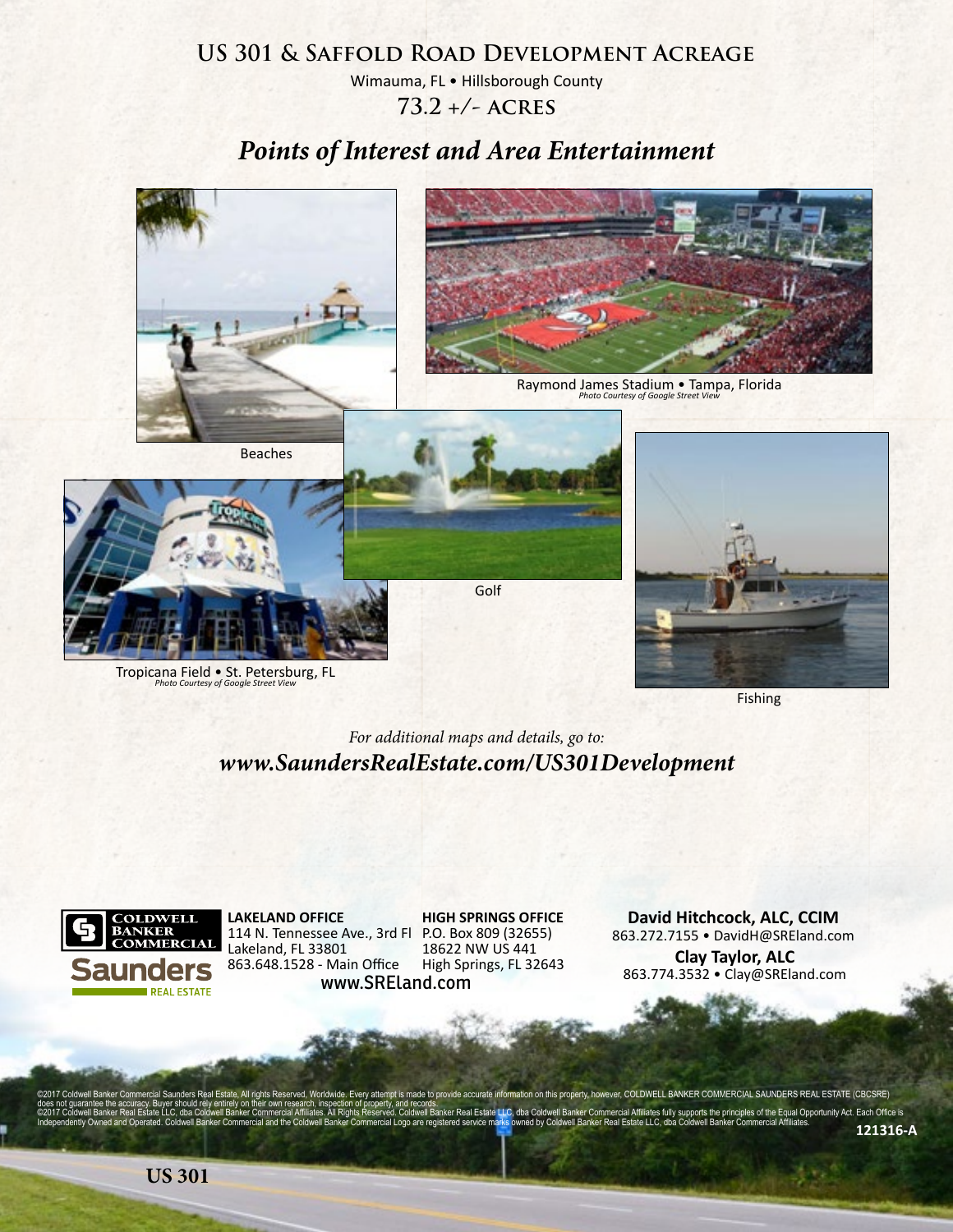## US 301 & Saffold Road Development Acreage

Wimauma, FL • Hillsborough County

73.2 +/- acres

## *Points of Interest and Area Entertainment*

Raymond James Stadium • Tampa, Florida
*Photo Courtesy of Google Street View*

Beaches

Golf

Tropicana Field • St. Petersburg, FL
*Photo Courtesy of Google Street View*

Fishing

*For additional maps and details, go to:*

***www.SaundersRealEstate.com/US301Development***

**LAKELAND OFFICE**
114 N. Tennessee Ave., 3rd Fl
Lakeland, FL 33801
863.648.1528 - Main Office

**HIGH SPRINGS OFFICE**
P.O. Box 809 (32655)
18622 NW US 441
High Springs, FL 32643

www.SRELand.com

**David Hitchcock, ALC, CCIM**
863.272.7155 • DavidH@SREland.com

**Clay Taylor, ALC**
863.774.3532 • Clay@SREland.com

©2017 Coldwell Banker Commercial Saunders Real Estate, All rights Reserved, Worldwide. Every attempt is made to provide accurate information on this property, however, COLDWELL BANKER COMMERCIAL SAUNDERS REAL ESTATE (CBCSRE) does not guarantee the accuracy. Buyer should rely entirely on their own research, inspection of property, and records.
©2017 Coldwell Banker Real Estate LLC, dba Coldwell Banker Commercial Affiliates. All Rights Reserved. Coldwell Banker Real Estate LLC, dba Coldwell Banker Commercial Affiliates fully supports the principles of the Equal Opportunity Act. Each Office is Independently Owned and Operated. Coldwell Banker Commercial and the Coldwell Banker Commercial Logo are registered service marks owned by Coldwell Banker Real Estate LLC, dba Coldwell Banker Commercial Affiliates.

121316-A

US 301